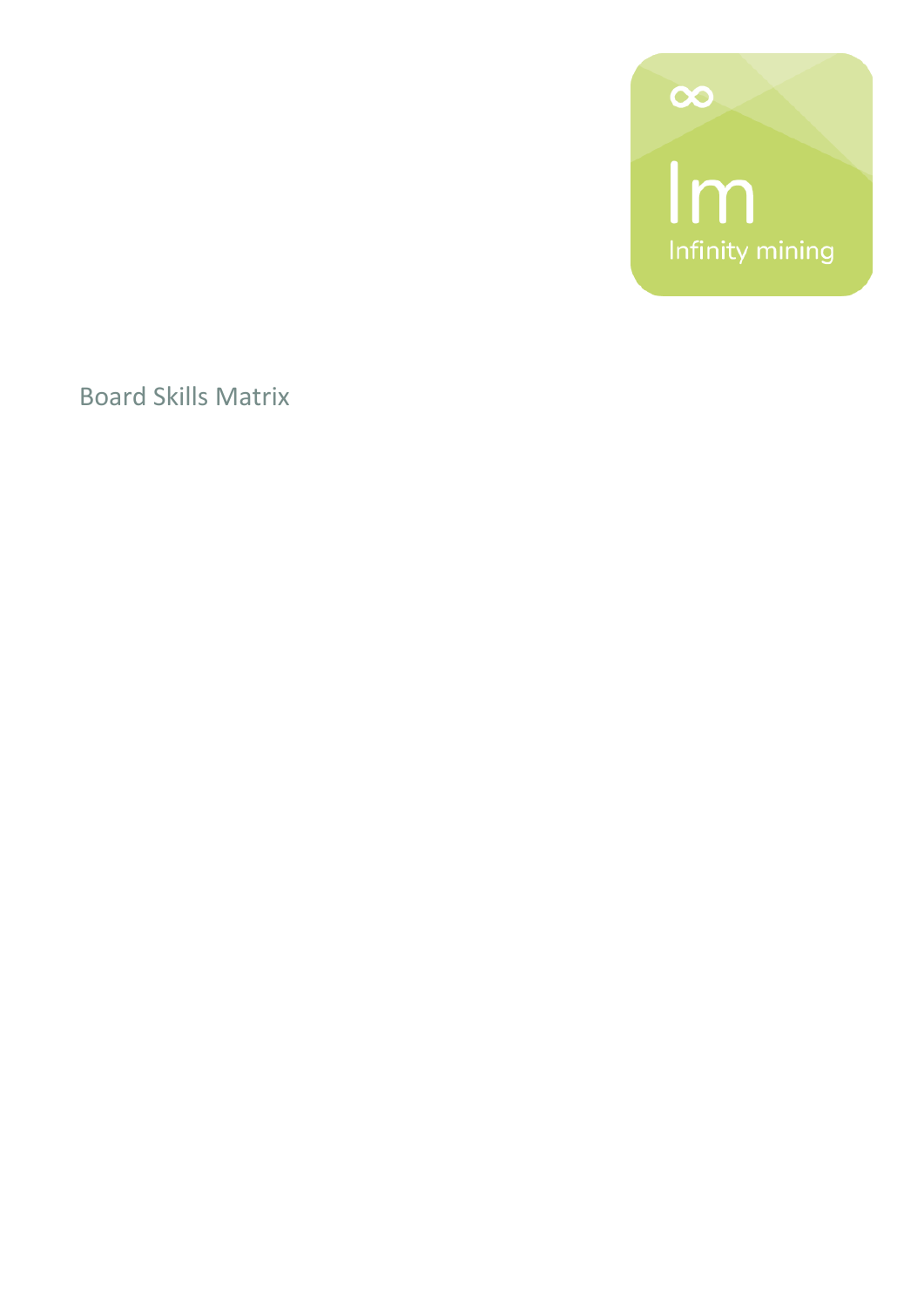∞

Im

Infinity mining

# Board Skills Matrix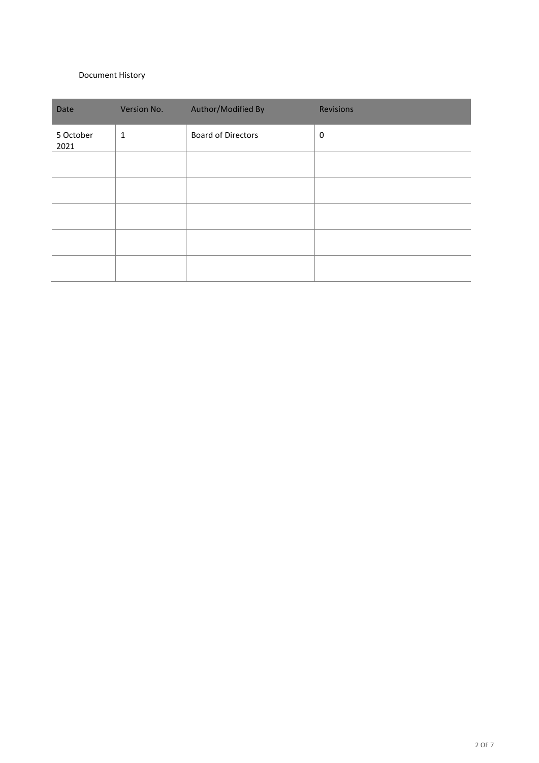Document History

| Date | Version No. | Author/Modified By | Revisions |
|---|---|---|---|
| 5 October 2021 | 1 | Board of Directors | 0 |
| | | | |
| | | | |
| | | | |
| | | | |
| | | | |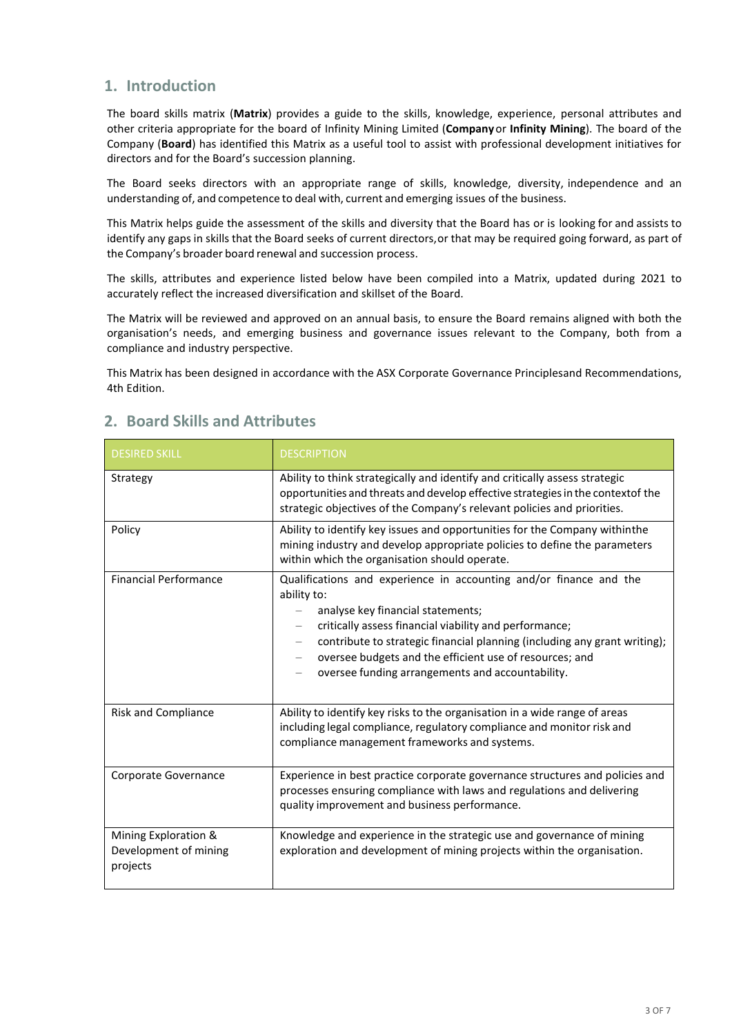## 1. Introduction

The board skills matrix (**Matrix**) provides a guide to the skills, knowledge, experience, personal attributes and other criteria appropriate for the board of Infinity Mining Limited (**Company** or **Infinity Mining**). The board of the Company (**Board**) has identified this Matrix as a useful tool to assist with professional development initiatives for directors and for the Board's succession planning.

The Board seeks directors with an appropriate range of skills, knowledge, diversity, independence and an understanding of, and competence to deal with, current and emerging issues of the business.

This Matrix helps guide the assessment of the skills and diversity that the Board has or is looking for and assists to identify any gaps in skills that the Board seeks of current directors, or that may be required going forward, as part of the Company's broader board renewal and succession process.

The skills, attributes and experience listed below have been compiled into a Matrix, updated during 2021 to accurately reflect the increased diversification and skillset of the Board.

The Matrix will be reviewed and approved on an annual basis, to ensure the Board remains aligned with both the organisation's needs, and emerging business and governance issues relevant to the Company, both from a compliance and industry perspective.

This Matrix has been designed in accordance with the ASX Corporate Governance Principlesand Recommendations, 4th Edition.

## 2. Board Skills and Attributes

| DESIRED SKILL | DESCRIPTION |
|---|---|
| Strategy | Ability to think strategically and identify and critically assess strategic opportunities and threats and develop effective strategies in the contextof the strategic objectives of the Company's relevant policies and priorities. |
| Policy | Ability to identify key issues and opportunities for the Company withinthe mining industry and develop appropriate policies to define the parameters within which the organisation should operate. |
| Financial Performance | Qualifications and experience in accounting and/or finance and the ability to:<br>– analyse key financial statements;<br>– critically assess financial viability and performance;<br>– contribute to strategic financial planning (including any grant writing);<br>– oversee budgets and the efficient use of resources; and<br>– oversee funding arrangements and accountability. |
| Risk and Compliance | Ability to identify key risks to the organisation in a wide range of areas including legal compliance, regulatory compliance and monitor risk and compliance management frameworks and systems. |
| Corporate Governance | Experience in best practice corporate governance structures and policies and processes ensuring compliance with laws and regulations and delivering quality improvement and business performance. |
| Mining Exploration & Development of mining projects | Knowledge and experience in the strategic use and governance of mining exploration and development of mining projects within the organisation. |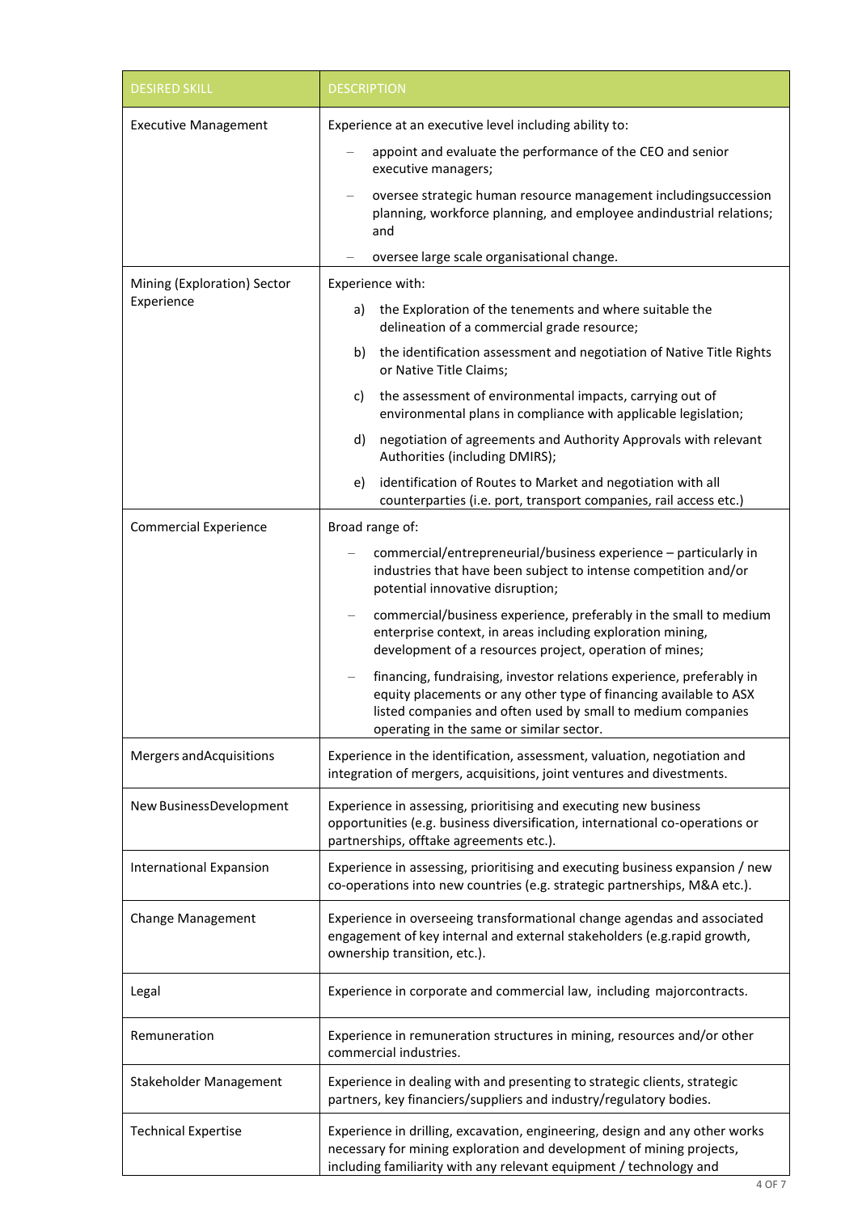| DESIRED SKILL | DESCRIPTION |
| --- | --- |
| Executive Management | Experience at an executive level including ability to:<br>– appoint and evaluate the performance of the CEO and senior executive managers;<br>– oversee strategic human resource management includingsuccession planning, workforce planning, and employee andindustrial relations; and<br>– oversee large scale organisational change. |
| Mining (Exploration) Sector Experience | Experience with:<br>a) the Exploration of the tenements and where suitable the delineation of a commercial grade resource;<br>b) the identification assessment and negotiation of Native Title Rights or Native Title Claims;<br>c) the assessment of environmental impacts, carrying out of environmental plans in compliance with applicable legislation;<br>d) negotiation of agreements and Authority Approvals with relevant Authorities (including DMIRS);<br>e) identification of Routes to Market and negotiation with all counterparties (i.e. port, transport companies, rail access etc.) |
| Commercial Experience | Broad range of:<br>– commercial/entrepreneurial/business experience – particularly in industries that have been subject to intense competition and/or potential innovative disruption;<br>– commercial/business experience, preferably in the small to medium enterprise context, in areas including exploration mining, development of a resources project, operation of mines;<br>– financing, fundraising, investor relations experience, preferably in equity placements or any other type of financing available to ASX listed companies and often used by small to medium companies operating in the same or similar sector. |
| Mergers andAcquisitions | Experience in the identification, assessment, valuation, negotiation and integration of mergers, acquisitions, joint ventures and divestments. |
| New BusinessDevelopment | Experience in assessing, prioritising and executing new business opportunities (e.g. business diversification, international co-operations or partnerships, offtake agreements etc.). |
| International Expansion | Experience in assessing, prioritising and executing business expansion / new co-operations into new countries (e.g. strategic partnerships, M&A etc.). |
| Change Management | Experience in overseeing transformational change agendas and associated engagement of key internal and external stakeholders (e.g.rapid growth, ownership transition, etc.). |
| Legal | Experience in corporate and commercial law, including majorcontracts. |
| Remuneration | Experience in remuneration structures in mining, resources and/or other commercial industries. |
| Stakeholder Management | Experience in dealing with and presenting to strategic clients, strategic partners, key financiers/suppliers and industry/regulatory bodies. |
| Technical Expertise | Experience in drilling, excavation, engineering, design and any other works necessary for mining exploration and development of mining projects, including familiarity with any relevant equipment / technology and |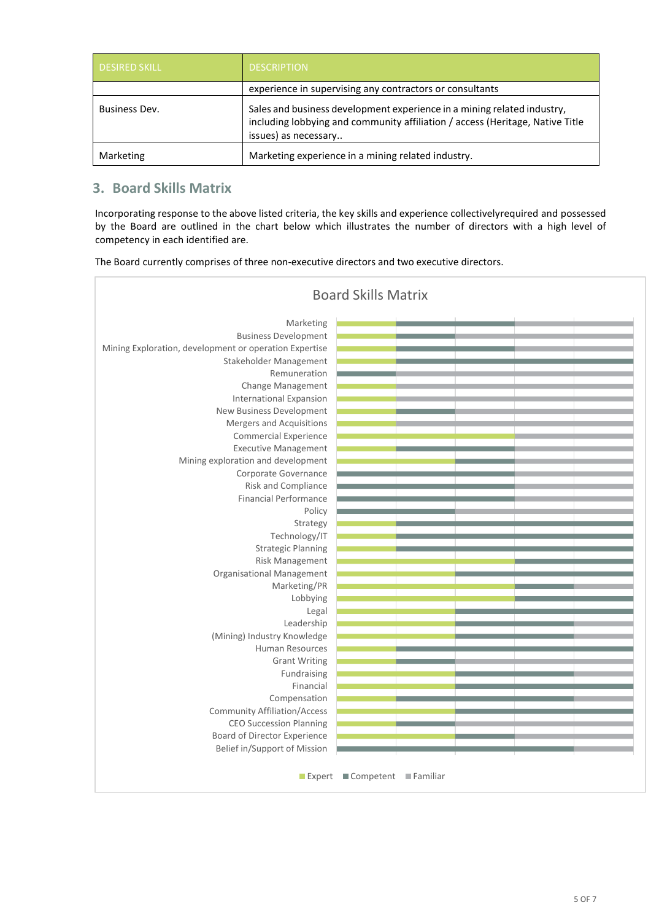| DESIRED SKILL | DESCRIPTION |
|---|---|
| | experience in supervising any contractors or consultants |
| Business Dev. | Sales and business development experience in a mining related industry, including lobbying and community affiliation / access (Heritage, Native Title issues) as necessary.. |
| Marketing | Marketing experience in a mining related industry. |

## 3. Board Skills Matrix

Incorporating response to the above listed criteria, the key skills and experience collectivelyrequired and possessed by the Board are outlined in the chart below which illustrates the number of directors with a high level of competency in each identified are.

The Board currently comprises of three non-executive directors and two executive directors.

**Board Skills Matrix**

| Skill | Expert | Competent | Familiar |
|---|---|---|---|
| Marketing | 1 | 2 | 2 |
| Business Development | 1 | 1 | 3 |
| Mining Exploration, development or operation Expertise | 1 | 2 | 2 |
| Stakeholder Management | 1 | 4 | 0 |
| Remuneration | 0 | 1 | 4 |
| Change Management | 1 | 0 | 4 |
| International Expansion | 1 | 0 | 4 |
| New Business Development | 1 | 1 | 3 |
| Mergers and Acquisitions | 1 | 0 | 4 |
| Commercial Experience | 3 | 0 | 2 |
| Executive Management | 1 | 2 | 2 |
| Mining exploration and development | 2 | 1 | 2 |
| Corporate Governance | 0 | 3 | 2 |
| Risk and Compliance | 0 | 3 | 2 |
| Financial Performance | 0 | 3 | 2 |
| Policy | 0 | 2 | 3 |
| Strategy | 1 | 4 | 0 |
| Technology/IT | 1 | 4 | 0 |
| Strategic Planning | 1 | 4 | 0 |
| Risk Management | 3 | 2 | 0 |
| Organisational Management | 2 | 3 | 0 |
| Marketing/PR | 3 | 1 | 1 |
| Lobbying | 3 | 2 | 0 |
| Legal | 2 | 3 | 0 |
| Leadership | 2 | 2 | 1 |
| (Mining) Industry Knowledge | 2 | 2 | 1 |
| Human Resources | 1 | 4 | 0 |
| Grant Writing | 1 | 1 | 3 |
| Fundraising | 2 | 2 | 1 |
| Financial | 2 | 3 | 0 |
| Compensation | 1 | 3 | 1 |
| Community Affiliation/Access | 2 | 3 | 0 |
| CEO Succession Planning | 1 | 1 | 3 |
| Board of Director Experience | 2 | 1 | 2 |
| Belief in/Support of Mission | 0 | 4 | 1 |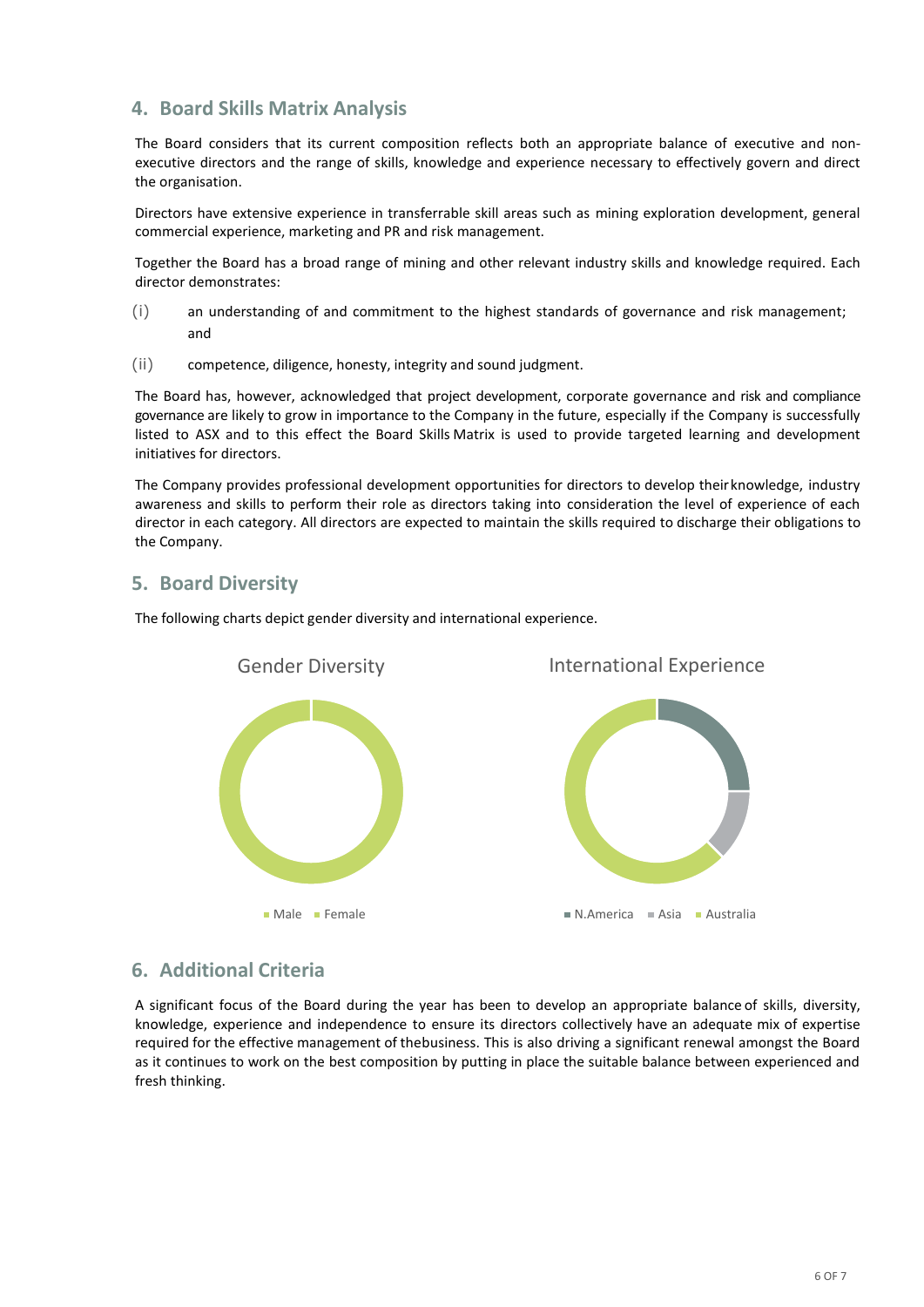## 4. Board Skills Matrix Analysis

The Board considers that its current composition reflects both an appropriate balance of executive and non-executive directors and the range of skills, knowledge and experience necessary to effectively govern and direct the organisation.

Directors have extensive experience in transferrable skill areas such as mining exploration development, general commercial experience, marketing and PR and risk management.

Together the Board has a broad range of mining and other relevant industry skills and knowledge required. Each director demonstrates:

(i) an understanding of and commitment to the highest standards of governance and risk management; and

(ii) competence, diligence, honesty, integrity and sound judgment.

The Board has, however, acknowledged that project development, corporate governance and risk and compliance governance are likely to grow in importance to the Company in the future, especially if the Company is successfully listed to ASX and to this effect the Board Skills Matrix is used to provide targeted learning and development initiatives for directors.

The Company provides professional development opportunities for directors to develop their knowledge, industry awareness and skills to perform their role as directors taking into consideration the level of experience of each director in each category. All directors are expected to maintain the skills required to discharge their obligations to the Company.

## 5. Board Diversity

The following charts depict gender diversity and international experience.

Gender Diversity

Male Female

International Experience

N.America Asia Australia

## 6. Additional Criteria

A significant focus of the Board during the year has been to develop an appropriate balance of skills, diversity, knowledge, experience and independence to ensure its directors collectively have an adequate mix of expertise required for the effective management of the business. This is also driving a significant renewal amongst the Board as it continues to work on the best composition by putting in place the suitable balance between experienced and fresh thinking.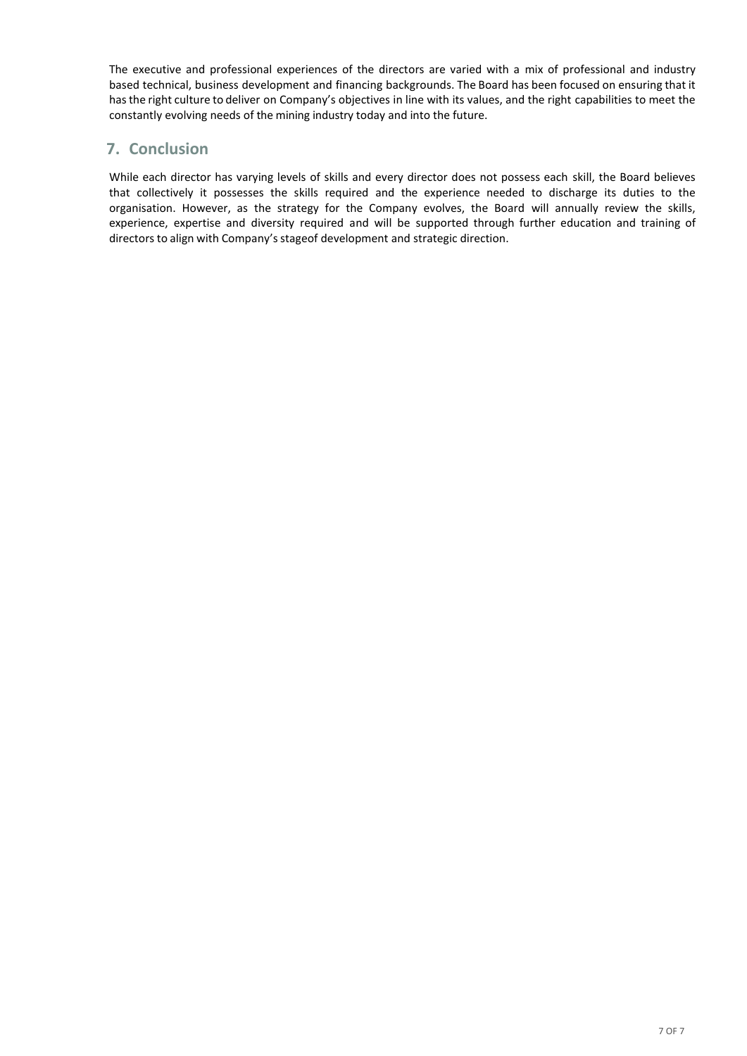The executive and professional experiences of the directors are varied with a mix of professional and industry based technical, business development and financing backgrounds. The Board has been focused on ensuring that it has the right culture to deliver on Company's objectives in line with its values, and the right capabilities to meet the constantly evolving needs of the mining industry today and into the future.

## 7. Conclusion

While each director has varying levels of skills and every director does not possess each skill, the Board believes that collectively it possesses the skills required and the experience needed to discharge its duties to the organisation. However, as the strategy for the Company evolves, the Board will annually review the skills, experience, expertise and diversity required and will be supported through further education and training of directors to align with Company's stageof development and strategic direction.